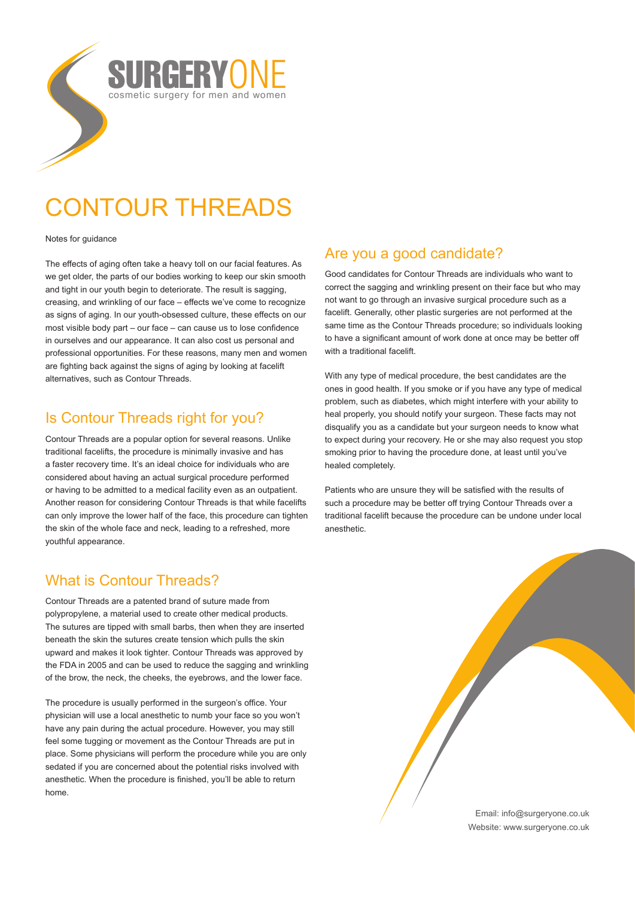SURGERYONE
cosmetic surgery for men and women

# CONTOUR THREADS

Notes for guidance

The effects of aging often take a heavy toll on our facial features. As we get older, the parts of our bodies working to keep our skin smooth and tight in our youth begin to deteriorate. The result is sagging, creasing, and wrinkling of our face – effects we've come to recognize as signs of aging. In our youth-obsessed culture, these effects on our most visible body part – our face – can cause us to lose confidence in ourselves and our appearance. It can also cost us personal and professional opportunities. For these reasons, many men and women are fighting back against the signs of aging by looking at facelift alternatives, such as Contour Threads.

## Is Contour Threads right for you?

Contour Threads are a popular option for several reasons. Unlike traditional facelifts, the procedure is minimally invasive and has a faster recovery time. It's an ideal choice for individuals who are considered about having an actual surgical procedure performed or having to be admitted to a medical facility even as an outpatient. Another reason for considering Contour Threads is that while facelifts can only improve the lower half of the face, this procedure can tighten the skin of the whole face and neck, leading to a refreshed, more youthful appearance.

## What is Contour Threads?

Contour Threads are a patented brand of suture made from polypropylene, a material used to create other medical products. The sutures are tipped with small barbs, then when they are inserted beneath the skin the sutures create tension which pulls the skin upward and makes it look tighter. Contour Threads was approved by the FDA in 2005 and can be used to reduce the sagging and wrinkling of the brow, the neck, the cheeks, the eyebrows, and the lower face.

The procedure is usually performed in the surgeon's office. Your physician will use a local anesthetic to numb your face so you won't have any pain during the actual procedure. However, you may still feel some tugging or movement as the Contour Threads are put in place. Some physicians will perform the procedure while you are only sedated if you are concerned about the potential risks involved with anesthetic. When the procedure is finished, you'll be able to return home.

## Are you a good candidate?

Good candidates for Contour Threads are individuals who want to correct the sagging and wrinkling present on their face but who may not want to go through an invasive surgical procedure such as a facelift. Generally, other plastic surgeries are not performed at the same time as the Contour Threads procedure; so individuals looking to have a significant amount of work done at once may be better off with a traditional facelift.

With any type of medical procedure, the best candidates are the ones in good health. If you smoke or if you have any type of medical problem, such as diabetes, which might interfere with your ability to heal properly, you should notify your surgeon. These facts may not disqualify you as a candidate but your surgeon needs to know what to expect during your recovery. He or she may also request you stop smoking prior to having the procedure done, at least until you've healed completely.

Patients who are unsure they will be satisfied with the results of such a procedure may be better off trying Contour Threads over a traditional facelift because the procedure can be undone under local anesthetic.

Email: info@surgeryone.co.uk
Website: www.surgeryone.co.uk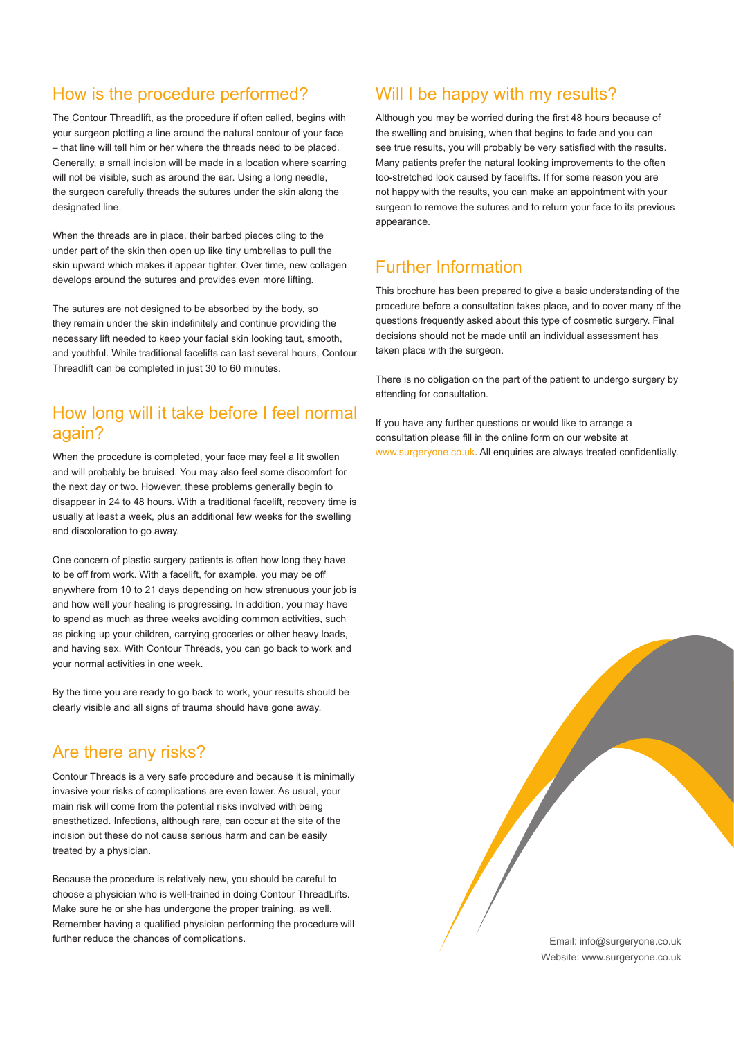## How is the procedure performed?

The Contour Threadlift, as the procedure if often called, begins with your surgeon plotting a line around the natural contour of your face – that line will tell him or her where the threads need to be placed. Generally, a small incision will be made in a location where scarring will not be visible, such as around the ear. Using a long needle, the surgeon carefully threads the sutures under the skin along the designated line.

When the threads are in place, their barbed pieces cling to the under part of the skin then open up like tiny umbrellas to pull the skin upward which makes it appear tighter. Over time, new collagen develops around the sutures and provides even more lifting.

The sutures are not designed to be absorbed by the body, so they remain under the skin indefinitely and continue providing the necessary lift needed to keep your facial skin looking taut, smooth, and youthful. While traditional facelifts can last several hours, Contour Threadlift can be completed in just 30 to 60 minutes.

## How long will it take before I feel normal again?

When the procedure is completed, your face may feel a lit swollen and will probably be bruised. You may also feel some discomfort for the next day or two. However, these problems generally begin to disappear in 24 to 48 hours. With a traditional facelift, recovery time is usually at least a week, plus an additional few weeks for the swelling and discoloration to go away.

One concern of plastic surgery patients is often how long they have to be off from work. With a facelift, for example, you may be off anywhere from 10 to 21 days depending on how strenuous your job is and how well your healing is progressing. In addition, you may have to spend as much as three weeks avoiding common activities, such as picking up your children, carrying groceries or other heavy loads, and having sex. With Contour Threads, you can go back to work and your normal activities in one week.

By the time you are ready to go back to work, your results should be clearly visible and all signs of trauma should have gone away.

## Are there any risks?

Contour Threads is a very safe procedure and because it is minimally invasive your risks of complications are even lower. As usual, your main risk will come from the potential risks involved with being anesthetized. Infections, although rare, can occur at the site of the incision but these do not cause serious harm and can be easily treated by a physician.

Because the procedure is relatively new, you should be careful to choose a physician who is well-trained in doing Contour ThreadLifts. Make sure he or she has undergone the proper training, as well. Remember having a qualified physician performing the procedure will further reduce the chances of complications.

## Will I be happy with my results?

Although you may be worried during the first 48 hours because of the swelling and bruising, when that begins to fade and you can see true results, you will probably be very satisfied with the results. Many patients prefer the natural looking improvements to the often too-stretched look caused by facelifts. If for some reason you are not happy with the results, you can make an appointment with your surgeon to remove the sutures and to return your face to its previous appearance.

## Further Information

This brochure has been prepared to give a basic understanding of the procedure before a consultation takes place, and to cover many of the questions frequently asked about this type of cosmetic surgery. Final decisions should not be made until an individual assessment has taken place with the surgeon.

There is no obligation on the part of the patient to undergo surgery by attending for consultation.

If you have any further questions or would like to arrange a consultation please fill in the online form on our website at www.surgeryone.co.uk. All enquiries are always treated confidentially.

Email: info@surgeryone.co.uk
Website: www.surgeryone.co.uk